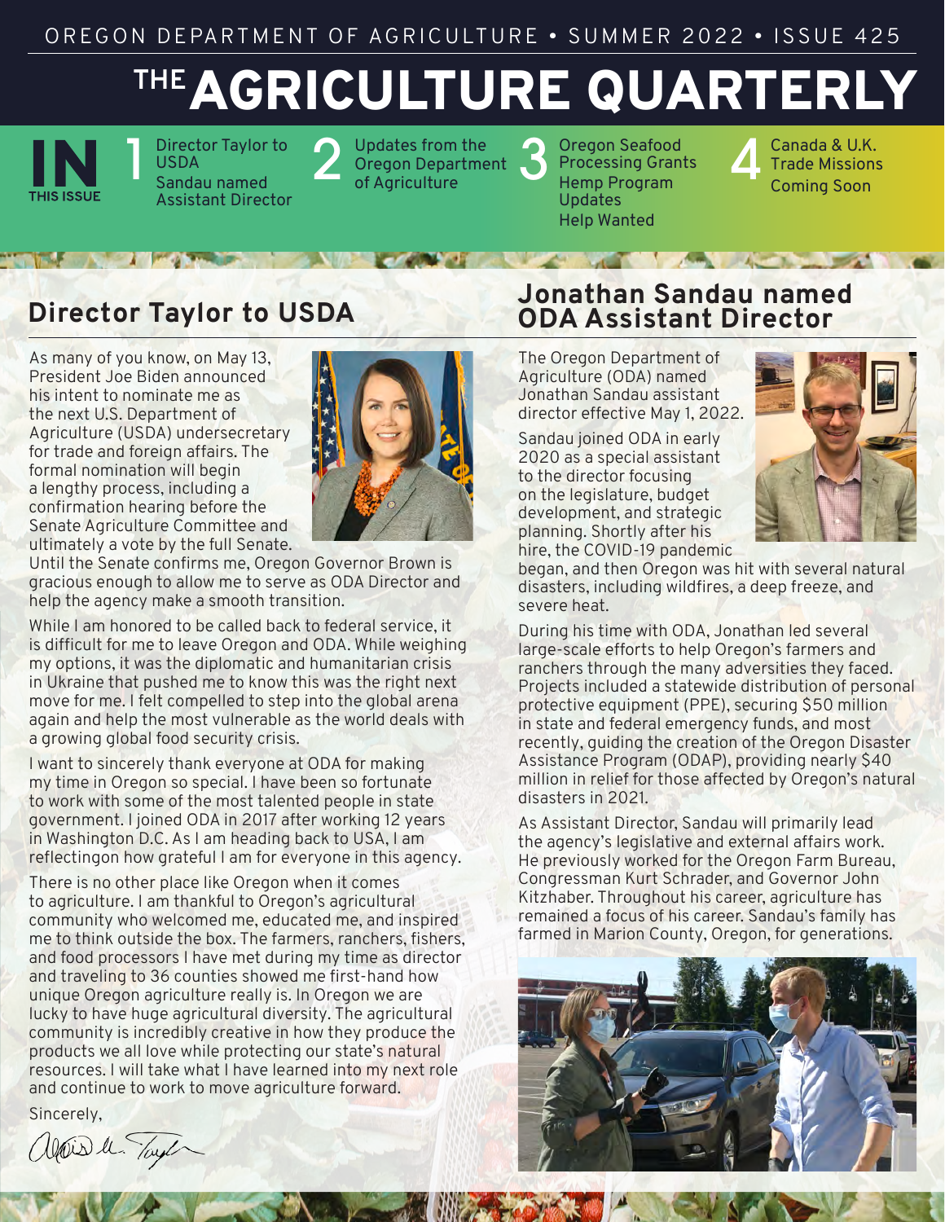OREGON DEPARTMENT OF AGRICULTURE • SUMMER 2022 • ISSUE 425

# THE AGRICULTURE QUARTERLY

**IN THIS ISSUE**

1. Director Taylor to USDA; Sandau named Assistant Director
2. Updates from the Oregon Department of Agriculture
3. Oregon Seafood Processing Grants; Hemp Program Updates; Help Wanted
4. Canada & U.K. Trade Missions Coming Soon

## Director Taylor to USDA

As many of you know, on May 13, President Joe Biden announced his intent to nominate me as the next U.S. Department of Agriculture (USDA) undersecretary for trade and foreign affairs. The formal nomination will begin a lengthy process, including a confirmation hearing before the Senate Agriculture Committee and ultimately a vote by the full Senate. Until the Senate confirms me, Oregon Governor Brown is gracious enough to allow me to serve as ODA Director and help the agency make a smooth transition.

While I am honored to be called back to federal service, it is difficult for me to leave Oregon and ODA. While weighing my options, it was the diplomatic and humanitarian crisis in Ukraine that pushed me to know this was the right next move for me. I felt compelled to step into the global arena again and help the most vulnerable as the world deals with a growing global food security crisis.

I want to sincerely thank everyone at ODA for making my time in Oregon so special. I have been so fortunate to work with some of the most talented people in state government. I joined ODA in 2017 after working 12 years in Washington D.C. As I am heading back to USA, I am reflectingon how grateful I am for everyone in this agency.

There is no other place like Oregon when it comes to agriculture. I am thankful to Oregon's agricultural community who welcomed me, educated me, and inspired me to think outside the box. The farmers, ranchers, fishers, and food processors I have met during my time as director and traveling to 36 counties showed me first-hand how unique Oregon agriculture really is. In Oregon we are lucky to have huge agricultural diversity. The agricultural community is incredibly creative in how they produce the products we all love while protecting our state's natural resources. I will take what I have learned into my next role and continue to work to move agriculture forward.

Sincerely,

Alexis M. Taylor

## Jonathan Sandau named ODA Assistant Director

The Oregon Department of Agriculture (ODA) named Jonathan Sandau assistant director effective May 1, 2022.

Sandau joined ODA in early 2020 as a special assistant to the director focusing on the legislature, budget development, and strategic planning. Shortly after his hire, the COVID-19 pandemic began, and then Oregon was hit with several natural disasters, including wildfires, a deep freeze, and severe heat.

During his time with ODA, Jonathan led several large-scale efforts to help Oregon's farmers and ranchers through the many adversities they faced. Projects included a statewide distribution of personal protective equipment (PPE), securing $50 million in state and federal emergency funds, and most recently, guiding the creation of the Oregon Disaster Assistance Program (ODAP), providing nearly $40 million in relief for those affected by Oregon's natural disasters in 2021.

As Assistant Director, Sandau will primarily lead the agency's legislative and external affairs work. He previously worked for the Oregon Farm Bureau, Congressman Kurt Schrader, and Governor John Kitzhaber. Throughout his career, agriculture has remained a focus of his career. Sandau's family has farmed in Marion County, Oregon, for generations.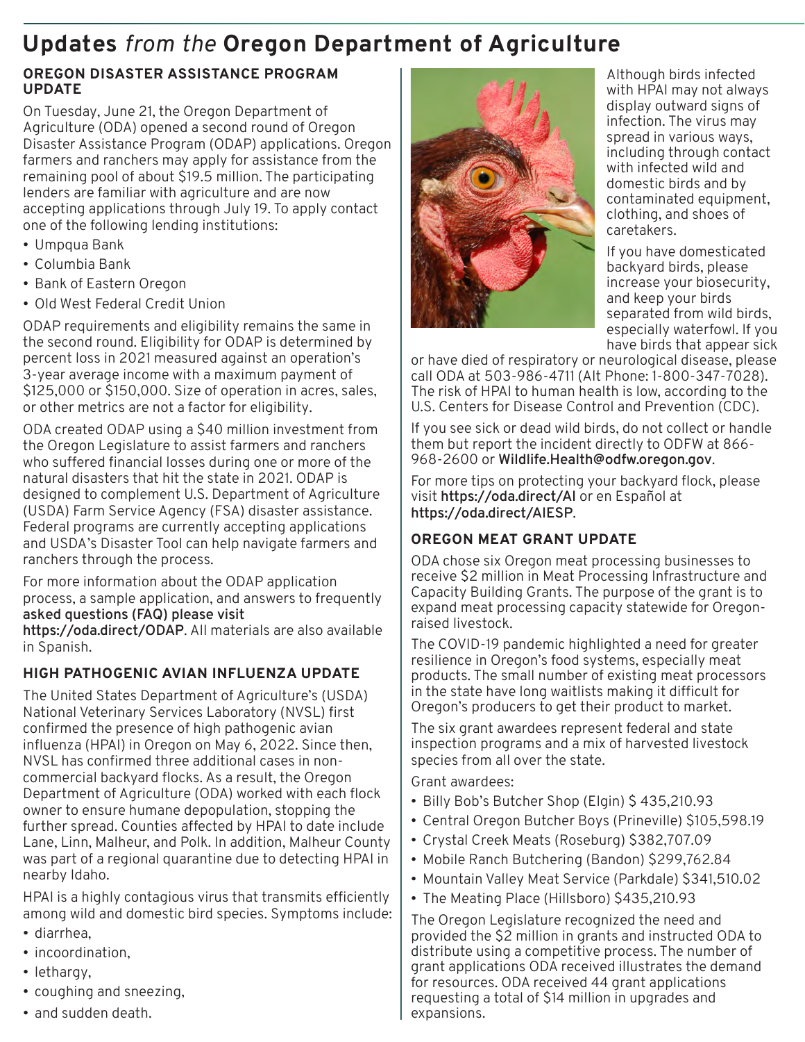# Updates *from the* Oregon Department of Agriculture

## OREGON DISASTER ASSISTANCE PROGRAM UPDATE

On Tuesday, June 21, the Oregon Department of Agriculture (ODA) opened a second round of Oregon Disaster Assistance Program (ODAP) applications. Oregon farmers and ranchers may apply for assistance from the remaining pool of about $19.5 million. The participating lenders are familiar with agriculture and are now accepting applications through July 19. To apply contact one of the following lending institutions:

- Umpqua Bank
- Columbia Bank
- Bank of Eastern Oregon
- Old West Federal Credit Union

ODAP requirements and eligibility remains the same in the second round. Eligibility for ODAP is determined by percent loss in 2021 measured against an operation's 3-year average income with a maximum payment of $125,000 or $150,000. Size of operation in acres, sales, or other metrics are not a factor for eligibility.

ODA created ODAP using a $40 million investment from the Oregon Legislature to assist farmers and ranchers who suffered financial losses during one or more of the natural disasters that hit the state in 2021. ODAP is designed to complement U.S. Department of Agriculture (USDA) Farm Service Agency (FSA) disaster assistance. Federal programs are currently accepting applications and USDA's Disaster Tool can help navigate farmers and ranchers through the process.

For more information about the ODAP application process, a sample application, and answers to frequently **asked questions (FAQ) please visit https://oda.direct/ODAP**. All materials are also available in Spanish.

## HIGH PATHOGENIC AVIAN INFLUENZA UPDATE

The United States Department of Agriculture's (USDA) National Veterinary Services Laboratory (NVSL) first confirmed the presence of high pathogenic avian influenza (HPAI) in Oregon on May 6, 2022. Since then, NVSL has confirmed three additional cases in non-commercial backyard flocks. As a result, the Oregon Department of Agriculture (ODA) worked with each flock owner to ensure humane depopulation, stopping the further spread. Counties affected by HPAI to date include Lane, Linn, Malheur, and Polk. In addition, Malheur County was part of a regional quarantine due to detecting HPAI in nearby Idaho.

HPAI is a highly contagious virus that transmits efficiently among wild and domestic bird species. Symptoms include:

- diarrhea,
- incoordination,
- lethargy,
- coughing and sneezing,
- and sudden death.

Although birds infected with HPAI may not always display outward signs of infection. The virus may spread in various ways, including through contact with infected wild and domestic birds and by contaminated equipment, clothing, and shoes of caretakers.

If you have domesticated backyard birds, please increase your biosecurity, and keep your birds separated from wild birds, especially waterfowl. If you have birds that appear sick or have died of respiratory or neurological disease, please call ODA at 503-986-4711 (Alt Phone: 1-800-347-7028). The risk of HPAI to human health is low, according to the U.S. Centers for Disease Control and Prevention (CDC).

If you see sick or dead wild birds, do not collect or handle them but report the incident directly to ODFW at 866-968-2600 or **Wildlife.Health@odfw.oregon.gov**.

For more tips on protecting your backyard flock, please visit **https://oda.direct/AI** or en Español at **https://oda.direct/AIESP**.

## OREGON MEAT GRANT UPDATE

ODA chose six Oregon meat processing businesses to receive $2 million in Meat Processing Infrastructure and Capacity Building Grants. The purpose of the grant is to expand meat processing capacity statewide for Oregon-raised livestock.

The COVID-19 pandemic highlighted a need for greater resilience in Oregon's food systems, especially meat products. The small number of existing meat processors in the state have long waitlists making it difficult for Oregon's producers to get their product to market.

The six grant awardees represent federal and state inspection programs and a mix of harvested livestock species from all over the state.

Grant awardees:

- Billy Bob's Butcher Shop (Elgin) $ 435,210.93
- Central Oregon Butcher Boys (Prineville) $105,598.19
- Crystal Creek Meats (Roseburg) $382,707.09
- Mobile Ranch Butchering (Bandon) $299,762.84
- Mountain Valley Meat Service (Parkdale) $341,510.02
- The Meating Place (Hillsboro) $435,210.93

The Oregon Legislature recognized the need and provided the $2 million in grants and instructed ODA to distribute using a competitive process. The number of grant applications ODA received illustrates the demand for resources. ODA received 44 grant applications requesting a total of $14 million in upgrades and expansions.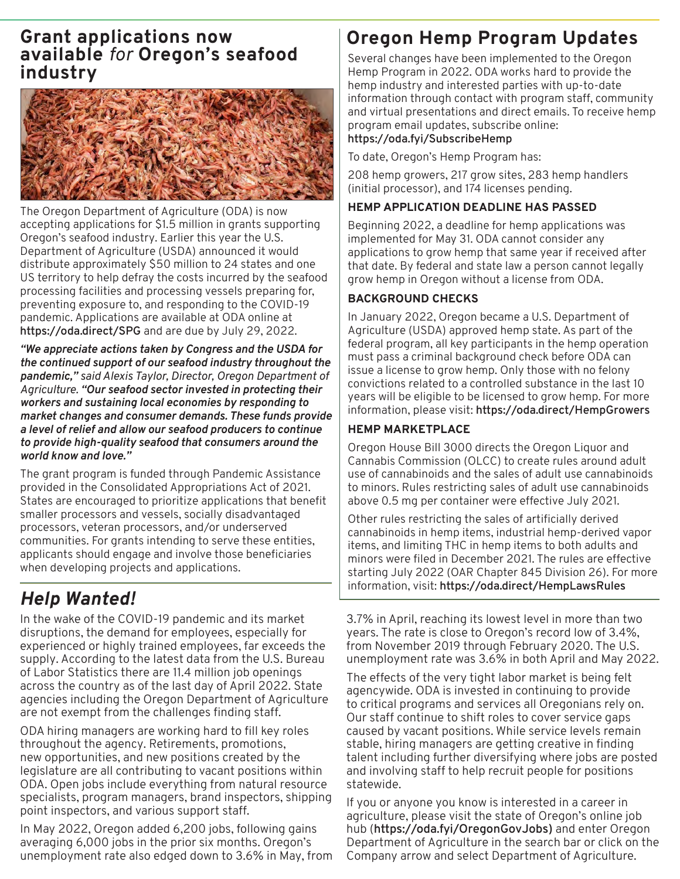## Grant applications now available *for* Oregon's seafood industry

The Oregon Department of Agriculture (ODA) is now accepting applications for $1.5 million in grants supporting Oregon's seafood industry. Earlier this year the U.S. Department of Agriculture (USDA) announced it would distribute approximately $50 million to 24 states and one US territory to help defray the costs incurred by the seafood processing facilities and processing vessels preparing for, preventing exposure to, and responding to the COVID-19 pandemic. Applications are available at ODA online at **https://oda.direct/SPG** and are due by July 29, 2022.

***"We appreciate actions taken by Congress and the USDA for the continued support of our seafood industry throughout the pandemic,"*** *said Alexis Taylor, Director, Oregon Department of Agriculture.* ***"Our seafood sector invested in protecting their workers and sustaining local economies by responding to market changes and consumer demands. These funds provide a level of relief and allow our seafood producers to continue to provide high-quality seafood that consumers around the world know and love."***

The grant program is funded through Pandemic Assistance provided in the Consolidated Appropriations Act of 2021. States are encouraged to prioritize applications that benefit smaller processors and vessels, socially disadvantaged processors, veteran processors, and/or underserved communities. For grants intending to serve these entities, applicants should engage and involve those beneficiaries when developing projects and applications.

## Oregon Hemp Program Updates

Several changes have been implemented to the Oregon Hemp Program in 2022. ODA works hard to provide the hemp industry and interested parties with up-to-date information through contact with program staff, community and virtual presentations and direct emails. To receive hemp program email updates, subscribe online: **https://oda.fyi/SubscribeHemp**

To date, Oregon's Hemp Program has:

208 hemp growers, 217 grow sites, 283 hemp handlers (initial processor), and 174 licenses pending.

### HEMP APPLICATION DEADLINE HAS PASSED

Beginning 2022, a deadline for hemp applications was implemented for May 31. ODA cannot consider any applications to grow hemp that same year if received after that date. By federal and state law a person cannot legally grow hemp in Oregon without a license from ODA.

### BACKGROUND CHECKS

In January 2022, Oregon became a U.S. Department of Agriculture (USDA) approved hemp state. As part of the federal program, all key participants in the hemp operation must pass a criminal background check before ODA can issue a license to grow hemp. Only those with no felony convictions related to a controlled substance in the last 10 years will be eligible to be licensed to grow hemp. For more information, please visit: **https://oda.direct/HempGrowers**

### HEMP MARKETPLACE

Oregon House Bill 3000 directs the Oregon Liquor and Cannabis Commission (OLCC) to create rules around adult use of cannabinoids and the sales of adult use cannabinoids to minors. Rules restricting sales of adult use cannabinoids above 0.5 mg per container were effective July 2021.

Other rules restricting the sales of artificially derived cannabinoids in hemp items, industrial hemp-derived vapor items, and limiting THC in hemp items to both adults and minors were filed in December 2021. The rules are effective starting July 2022 (OAR Chapter 845 Division 26). For more information, visit: **https://oda.direct/HempLawsRules**

## *Help Wanted!*

In the wake of the COVID-19 pandemic and its market disruptions, the demand for employees, especially for experienced or highly trained employees, far exceeds the supply. According to the latest data from the U.S. Bureau of Labor Statistics there are 11.4 million job openings across the country as of the last day of April 2022. State agencies including the Oregon Department of Agriculture are not exempt from the challenges finding staff.

ODA hiring managers are working hard to fill key roles throughout the agency. Retirements, promotions, new opportunities, and new positions created by the legislature are all contributing to vacant positions within ODA. Open jobs include everything from natural resource specialists, program managers, brand inspectors, shipping point inspectors, and various support staff.

In May 2022, Oregon added 6,200 jobs, following gains averaging 6,000 jobs in the prior six months. Oregon's unemployment rate also edged down to 3.6% in May, from 3.7% in April, reaching its lowest level in more than two years. The rate is close to Oregon's record low of 3.4%, from November 2019 through February 2020. The U.S. unemployment rate was 3.6% in both April and May 2022.

The effects of the very tight labor market is being felt agencywide. ODA is invested in continuing to provide to critical programs and services all Oregonians rely on. Our staff continue to shift roles to cover service gaps caused by vacant positions. While service levels remain stable, hiring managers are getting creative in finding talent including further diversifying where jobs are posted and involving staff to help recruit people for positions statewide.

If you or anyone you know is interested in a career in agriculture, please visit the state of Oregon's online job hub (**https://oda.fyi/OregonGovJobs)** and enter Oregon Department of Agriculture in the search bar or click on the Company arrow and select Department of Agriculture.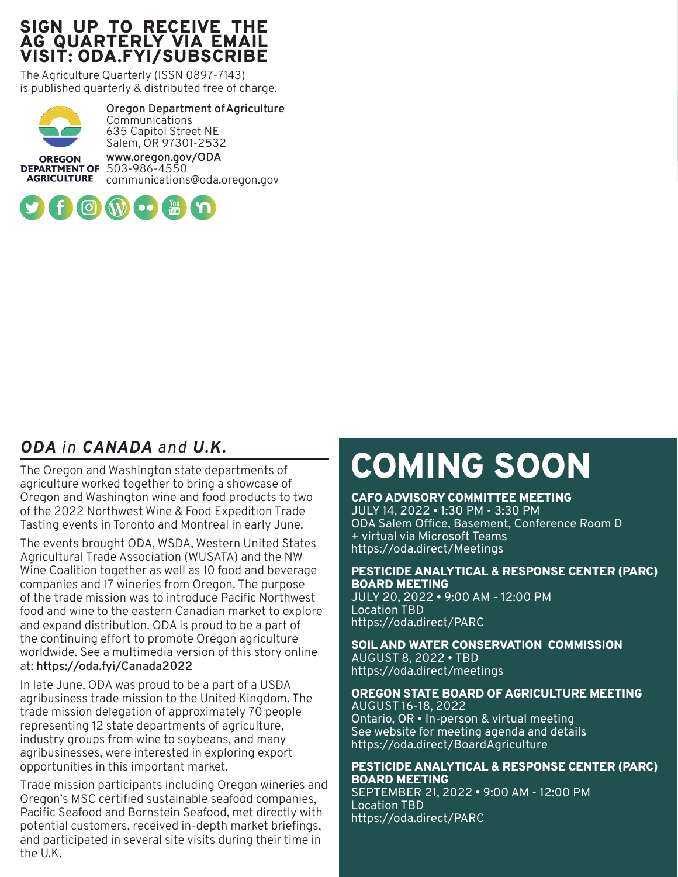## SIGN UP TO RECEIVE THE AG QUARTERLY VIA EMAIL VISIT: ODA.FYI/SUBSCRIBE

The Agriculture Quarterly (ISSN 0897-7143) is published quarterly & distributed free of charge.

OREGON DEPARTMENT OF AGRICULTURE

**Oregon Department of Agriculture**
Communications
635 Capitol Street NE
Salem, OR 97301-2532
**www.oregon.gov/ODA**
503-986-4550
communications@oda.oregon.gov

## *ODA in CANADA and U.K.*

The Oregon and Washington state departments of agriculture worked together to bring a showcase of Oregon and Washington wine and food products to two of the 2022 Northwest Wine & Food Expedition Trade Tasting events in Toronto and Montreal in early June.

The events brought ODA, WSDA, Western United States Agricultural Trade Association (WUSATA) and the NW Wine Coalition together as well as 10 food and beverage companies and 17 wineries from Oregon. The purpose of the trade mission was to introduce Pacific Northwest food and wine to the eastern Canadian market to explore and expand distribution. ODA is proud to be a part of the continuing effort to promote Oregon agriculture worldwide. See a multimedia version of this story online at: **https://oda.fyi/Canada2022**

In late June, ODA was proud to be a part of a USDA agribusiness trade mission to the United Kingdom. The trade mission delegation of approximately 70 people representing 12 state departments of agriculture, industry groups from wine to soybeans, and many agribusinesses, were interested in exploring export opportunities in this important market.

Trade mission participants including Oregon wineries and Oregon's MSC certified sustainable seafood companies, Pacific Seafood and Bornstein Seafood, met directly with potential customers, received in-depth market briefings, and participated in several site visits during their time in the U.K.

# COMING SOON

**CAFO ADVISORY COMMITTEE MEETING**
JULY 14, 2022 • 1:30 PM - 3:30 PM
ODA Salem Office, Basement, Conference Room D + virtual via Microsoft Teams
https://oda.direct/Meetings

**PESTICIDE ANALYTICAL & RESPONSE CENTER (PARC) BOARD MEETING**
JULY 20, 2022 • 9:00 AM - 12:00 PM
Location TBD
https://oda.direct/PARC

**SOIL AND WATER CONSERVATION COMMISSION**
AUGUST 8, 2022 • TBD
https://oda.direct/meetings

**OREGON STATE BOARD OF AGRICULTURE MEETING**
AUGUST 16-18, 2022
Ontario, OR • In-person & virtual meeting
See website for meeting agenda and details
https://oda.direct/BoardAgriculture

**PESTICIDE ANALYTICAL & RESPONSE CENTER (PARC) BOARD MEETING**
SEPTEMBER 21, 2022 • 9:00 AM - 12:00 PM
Location TBD
https://oda.direct/PARC